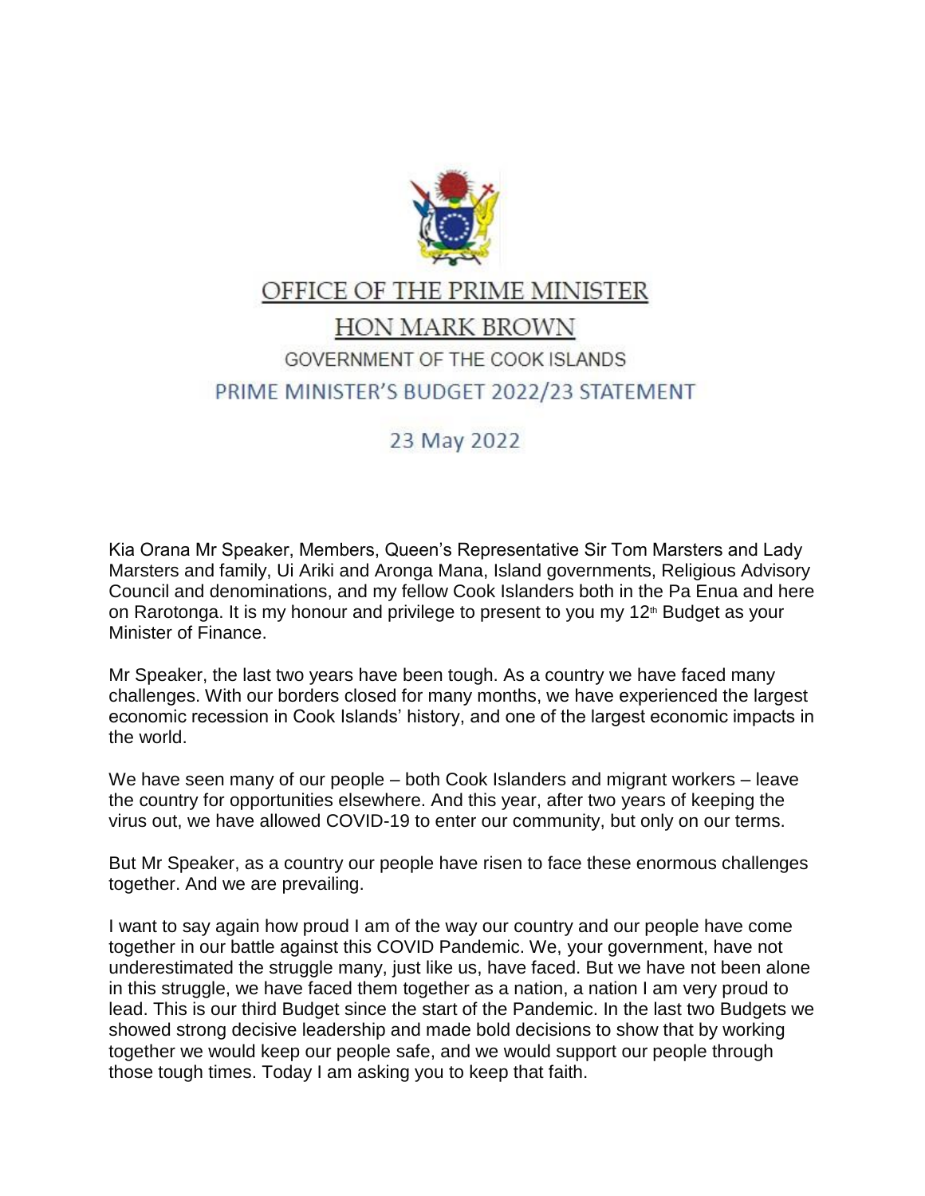# OFFICE OF THE PRIME MINISTER

## HON MARK BROWN

### GOVERNMENT OF THE COOK ISLANDS

### PRIME MINISTER'S BUDGET 2022/23 STATEMENT

23 May 2022

Kia Orana Mr Speaker, Members, Queen's Representative Sir Tom Marsters and Lady Marsters and family, Ui Ariki and Aronga Mana, Island governments, Religious Advisory Council and denominations, and my fellow Cook Islanders both in the Pa Enua and here on Rarotonga. It is my honour and privilege to present to you my 12th Budget as your Minister of Finance.

Mr Speaker, the last two years have been tough. As a country we have faced many challenges. With our borders closed for many months, we have experienced the largest economic recession in Cook Islands' history, and one of the largest economic impacts in the world.

We have seen many of our people – both Cook Islanders and migrant workers – leave the country for opportunities elsewhere. And this year, after two years of keeping the virus out, we have allowed COVID-19 to enter our community, but only on our terms.

But Mr Speaker, as a country our people have risen to face these enormous challenges together. And we are prevailing.

I want to say again how proud I am of the way our country and our people have come together in our battle against this COVID Pandemic. We, your government, have not underestimated the struggle many, just like us, have faced. But we have not been alone in this struggle, we have faced them together as a nation, a nation I am very proud to lead. This is our third Budget since the start of the Pandemic. In the last two Budgets we showed strong decisive leadership and made bold decisions to show that by working together we would keep our people safe, and we would support our people through those tough times. Today I am asking you to keep that faith.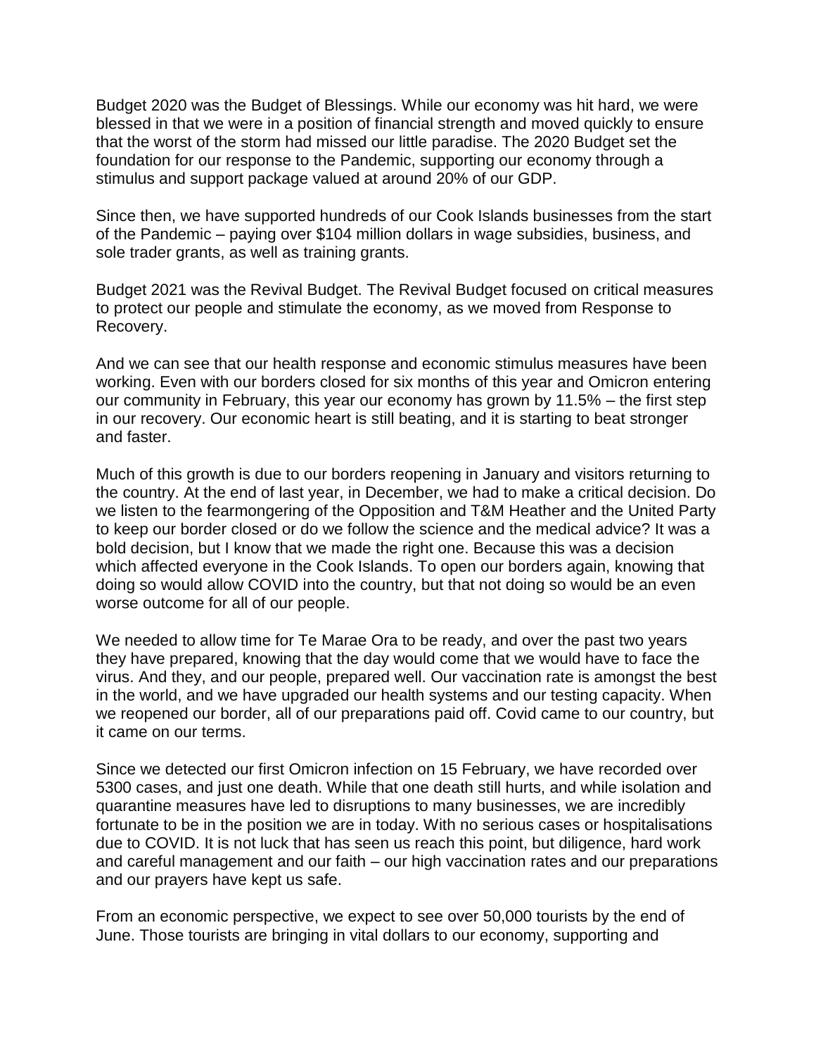Budget 2020 was the Budget of Blessings. While our economy was hit hard, we were blessed in that we were in a position of financial strength and moved quickly to ensure that the worst of the storm had missed our little paradise. The 2020 Budget set the foundation for our response to the Pandemic, supporting our economy through a stimulus and support package valued at around 20% of our GDP.

Since then, we have supported hundreds of our Cook Islands businesses from the start of the Pandemic – paying over $104 million dollars in wage subsidies, business, and sole trader grants, as well as training grants.

Budget 2021 was the Revival Budget. The Revival Budget focused on critical measures to protect our people and stimulate the economy, as we moved from Response to Recovery.

And we can see that our health response and economic stimulus measures have been working. Even with our borders closed for six months of this year and Omicron entering our community in February, this year our economy has grown by 11.5% – the first step in our recovery. Our economic heart is still beating, and it is starting to beat stronger and faster.

Much of this growth is due to our borders reopening in January and visitors returning to the country. At the end of last year, in December, we had to make a critical decision. Do we listen to the fearmongering of the Opposition and T&M Heather and the United Party to keep our border closed or do we follow the science and the medical advice? It was a bold decision, but I know that we made the right one. Because this was a decision which affected everyone in the Cook Islands. To open our borders again, knowing that doing so would allow COVID into the country, but that not doing so would be an even worse outcome for all of our people.

We needed to allow time for Te Marae Ora to be ready, and over the past two years they have prepared, knowing that the day would come that we would have to face the virus. And they, and our people, prepared well. Our vaccination rate is amongst the best in the world, and we have upgraded our health systems and our testing capacity. When we reopened our border, all of our preparations paid off. Covid came to our country, but it came on our terms.

Since we detected our first Omicron infection on 15 February, we have recorded over 5300 cases, and just one death. While that one death still hurts, and while isolation and quarantine measures have led to disruptions to many businesses, we are incredibly fortunate to be in the position we are in today. With no serious cases or hospitalisations due to COVID. It is not luck that has seen us reach this point, but diligence, hard work and careful management and our faith – our high vaccination rates and our preparations and our prayers have kept us safe.

From an economic perspective, we expect to see over 50,000 tourists by the end of June. Those tourists are bringing in vital dollars to our economy, supporting and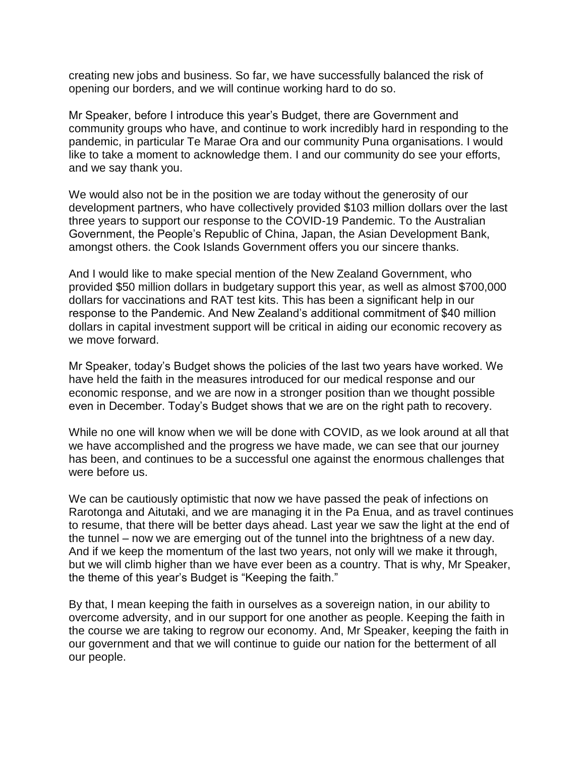creating new jobs and business. So far, we have successfully balanced the risk of opening our borders, and we will continue working hard to do so.

Mr Speaker, before I introduce this year's Budget, there are Government and community groups who have, and continue to work incredibly hard in responding to the pandemic, in particular Te Marae Ora and our community Puna organisations. I would like to take a moment to acknowledge them. I and our community do see your efforts, and we say thank you.

We would also not be in the position we are today without the generosity of our development partners, who have collectively provided $103 million dollars over the last three years to support our response to the COVID-19 Pandemic. To the Australian Government, the People's Republic of China, Japan, the Asian Development Bank, amongst others. the Cook Islands Government offers you our sincere thanks.

And I would like to make special mention of the New Zealand Government, who provided $50 million dollars in budgetary support this year, as well as almost $700,000 dollars for vaccinations and RAT test kits. This has been a significant help in our response to the Pandemic. And New Zealand's additional commitment of $40 million dollars in capital investment support will be critical in aiding our economic recovery as we move forward.

Mr Speaker, today's Budget shows the policies of the last two years have worked. We have held the faith in the measures introduced for our medical response and our economic response, and we are now in a stronger position than we thought possible even in December. Today's Budget shows that we are on the right path to recovery.

While no one will know when we will be done with COVID, as we look around at all that we have accomplished and the progress we have made, we can see that our journey has been, and continues to be a successful one against the enormous challenges that were before us.

We can be cautiously optimistic that now we have passed the peak of infections on Rarotonga and Aitutaki, and we are managing it in the Pa Enua, and as travel continues to resume, that there will be better days ahead. Last year we saw the light at the end of the tunnel – now we are emerging out of the tunnel into the brightness of a new day. And if we keep the momentum of the last two years, not only will we make it through, but we will climb higher than we have ever been as a country. That is why, Mr Speaker, the theme of this year's Budget is "Keeping the faith."

By that, I mean keeping the faith in ourselves as a sovereign nation, in our ability to overcome adversity, and in our support for one another as people. Keeping the faith in the course we are taking to regrow our economy. And, Mr Speaker, keeping the faith in our government and that we will continue to guide our nation for the betterment of all our people.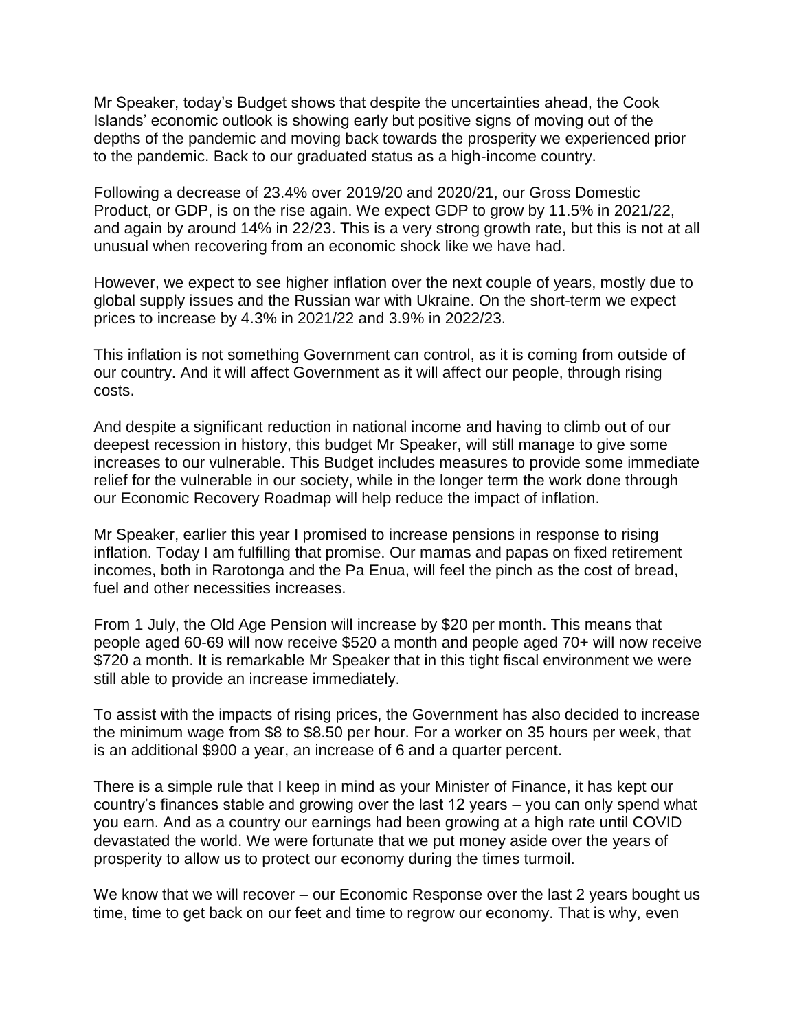Mr Speaker, today's Budget shows that despite the uncertainties ahead, the Cook Islands' economic outlook is showing early but positive signs of moving out of the depths of the pandemic and moving back towards the prosperity we experienced prior to the pandemic. Back to our graduated status as a high-income country.

Following a decrease of 23.4% over 2019/20 and 2020/21, our Gross Domestic Product, or GDP, is on the rise again. We expect GDP to grow by 11.5% in 2021/22, and again by around 14% in 22/23. This is a very strong growth rate, but this is not at all unusual when recovering from an economic shock like we have had.

However, we expect to see higher inflation over the next couple of years, mostly due to global supply issues and the Russian war with Ukraine. On the short-term we expect prices to increase by 4.3% in 2021/22 and 3.9% in 2022/23.

This inflation is not something Government can control, as it is coming from outside of our country. And it will affect Government as it will affect our people, through rising costs.

And despite a significant reduction in national income and having to climb out of our deepest recession in history, this budget Mr Speaker, will still manage to give some increases to our vulnerable. This Budget includes measures to provide some immediate relief for the vulnerable in our society, while in the longer term the work done through our Economic Recovery Roadmap will help reduce the impact of inflation.

Mr Speaker, earlier this year I promised to increase pensions in response to rising inflation. Today I am fulfilling that promise. Our mamas and papas on fixed retirement incomes, both in Rarotonga and the Pa Enua, will feel the pinch as the cost of bread, fuel and other necessities increases.

From 1 July, the Old Age Pension will increase by $20 per month. This means that people aged 60-69 will now receive $520 a month and people aged 70+ will now receive $720 a month. It is remarkable Mr Speaker that in this tight fiscal environment we were still able to provide an increase immediately.

To assist with the impacts of rising prices, the Government has also decided to increase the minimum wage from $8 to $8.50 per hour. For a worker on 35 hours per week, that is an additional $900 a year, an increase of 6 and a quarter percent.

There is a simple rule that I keep in mind as your Minister of Finance, it has kept our country's finances stable and growing over the last 12 years – you can only spend what you earn. And as a country our earnings had been growing at a high rate until COVID devastated the world. We were fortunate that we put money aside over the years of prosperity to allow us to protect our economy during the times turmoil.

We know that we will recover – our Economic Response over the last 2 years bought us time, time to get back on our feet and time to regrow our economy. That is why, even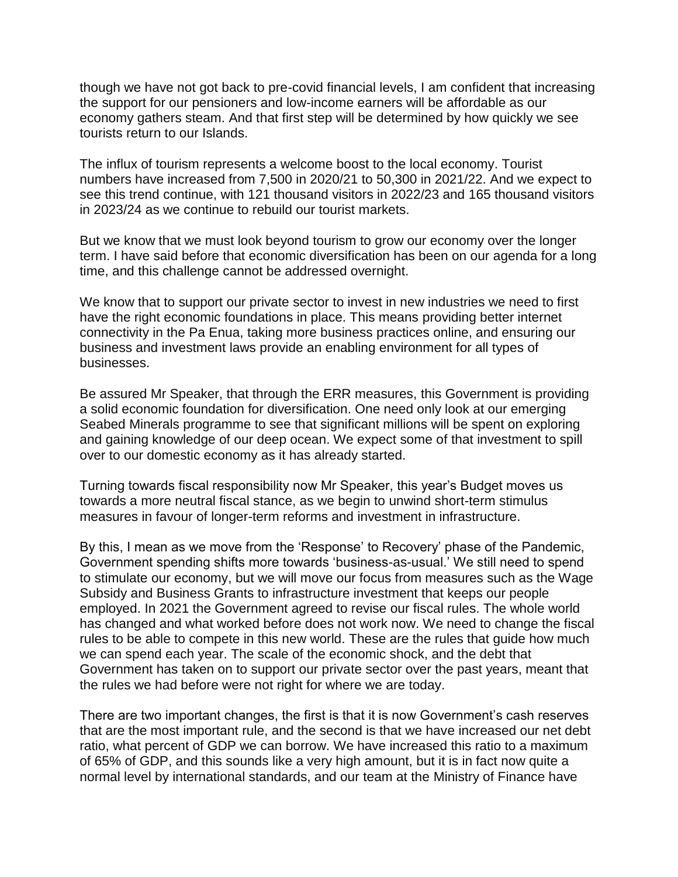though we have not got back to pre-covid financial levels, I am confident that increasing the support for our pensioners and low-income earners will be affordable as our economy gathers steam. And that first step will be determined by how quickly we see tourists return to our Islands.

The influx of tourism represents a welcome boost to the local economy. Tourist numbers have increased from 7,500 in 2020/21 to 50,300 in 2021/22. And we expect to see this trend continue, with 121 thousand visitors in 2022/23 and 165 thousand visitors in 2023/24 as we continue to rebuild our tourist markets.

But we know that we must look beyond tourism to grow our economy over the longer term. I have said before that economic diversification has been on our agenda for a long time, and this challenge cannot be addressed overnight.

We know that to support our private sector to invest in new industries we need to first have the right economic foundations in place. This means providing better internet connectivity in the Pa Enua, taking more business practices online, and ensuring our business and investment laws provide an enabling environment for all types of businesses.

Be assured Mr Speaker, that through the ERR measures, this Government is providing a solid economic foundation for diversification. One need only look at our emerging Seabed Minerals programme to see that significant millions will be spent on exploring and gaining knowledge of our deep ocean. We expect some of that investment to spill over to our domestic economy as it has already started.

Turning towards fiscal responsibility now Mr Speaker, this year's Budget moves us towards a more neutral fiscal stance, as we begin to unwind short-term stimulus measures in favour of longer-term reforms and investment in infrastructure.

By this, I mean as we move from the 'Response' to Recovery' phase of the Pandemic, Government spending shifts more towards 'business-as-usual.' We still need to spend to stimulate our economy, but we will move our focus from measures such as the Wage Subsidy and Business Grants to infrastructure investment that keeps our people employed. In 2021 the Government agreed to revise our fiscal rules. The whole world has changed and what worked before does not work now. We need to change the fiscal rules to be able to compete in this new world. These are the rules that guide how much we can spend each year. The scale of the economic shock, and the debt that Government has taken on to support our private sector over the past years, meant that the rules we had before were not right for where we are today.

There are two important changes, the first is that it is now Government's cash reserves that are the most important rule, and the second is that we have increased our net debt ratio, what percent of GDP we can borrow. We have increased this ratio to a maximum of 65% of GDP, and this sounds like a very high amount, but it is in fact now quite a normal level by international standards, and our team at the Ministry of Finance have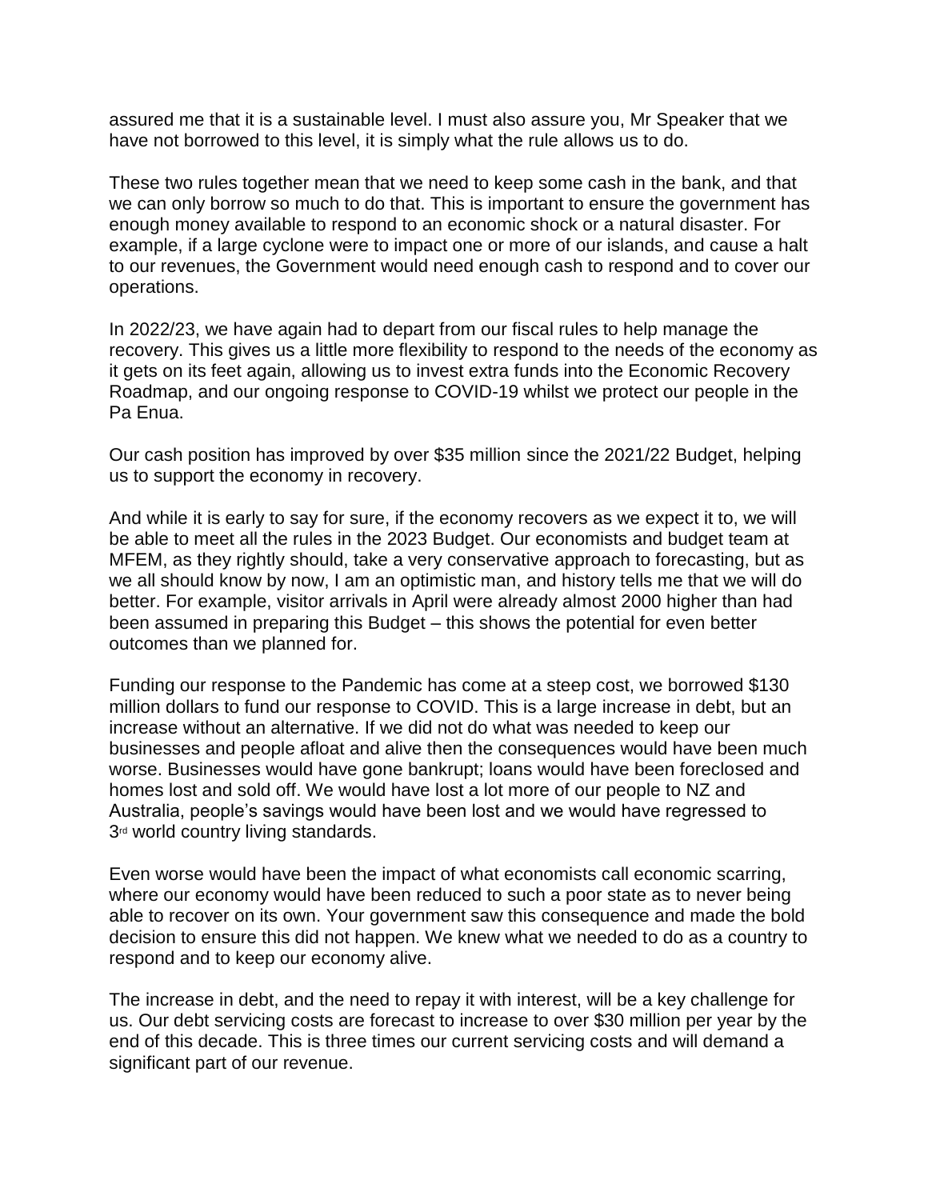assured me that it is a sustainable level. I must also assure you, Mr Speaker that we have not borrowed to this level, it is simply what the rule allows us to do.

These two rules together mean that we need to keep some cash in the bank, and that we can only borrow so much to do that. This is important to ensure the government has enough money available to respond to an economic shock or a natural disaster. For example, if a large cyclone were to impact one or more of our islands, and cause a halt to our revenues, the Government would need enough cash to respond and to cover our operations.

In 2022/23, we have again had to depart from our fiscal rules to help manage the recovery. This gives us a little more flexibility to respond to the needs of the economy as it gets on its feet again, allowing us to invest extra funds into the Economic Recovery Roadmap, and our ongoing response to COVID-19 whilst we protect our people in the Pa Enua.

Our cash position has improved by over $35 million since the 2021/22 Budget, helping us to support the economy in recovery.

And while it is early to say for sure, if the economy recovers as we expect it to, we will be able to meet all the rules in the 2023 Budget. Our economists and budget team at MFEM, as they rightly should, take a very conservative approach to forecasting, but as we all should know by now, I am an optimistic man, and history tells me that we will do better. For example, visitor arrivals in April were already almost 2000 higher than had been assumed in preparing this Budget – this shows the potential for even better outcomes than we planned for.

Funding our response to the Pandemic has come at a steep cost, we borrowed $130 million dollars to fund our response to COVID. This is a large increase in debt, but an increase without an alternative. If we did not do what was needed to keep our businesses and people afloat and alive then the consequences would have been much worse. Businesses would have gone bankrupt; loans would have been foreclosed and homes lost and sold off. We would have lost a lot more of our people to NZ and Australia, people's savings would have been lost and we would have regressed to 3rd world country living standards.

Even worse would have been the impact of what economists call economic scarring, where our economy would have been reduced to such a poor state as to never being able to recover on its own. Your government saw this consequence and made the bold decision to ensure this did not happen. We knew what we needed to do as a country to respond and to keep our economy alive.

The increase in debt, and the need to repay it with interest, will be a key challenge for us. Our debt servicing costs are forecast to increase to over $30 million per year by the end of this decade. This is three times our current servicing costs and will demand a significant part of our revenue.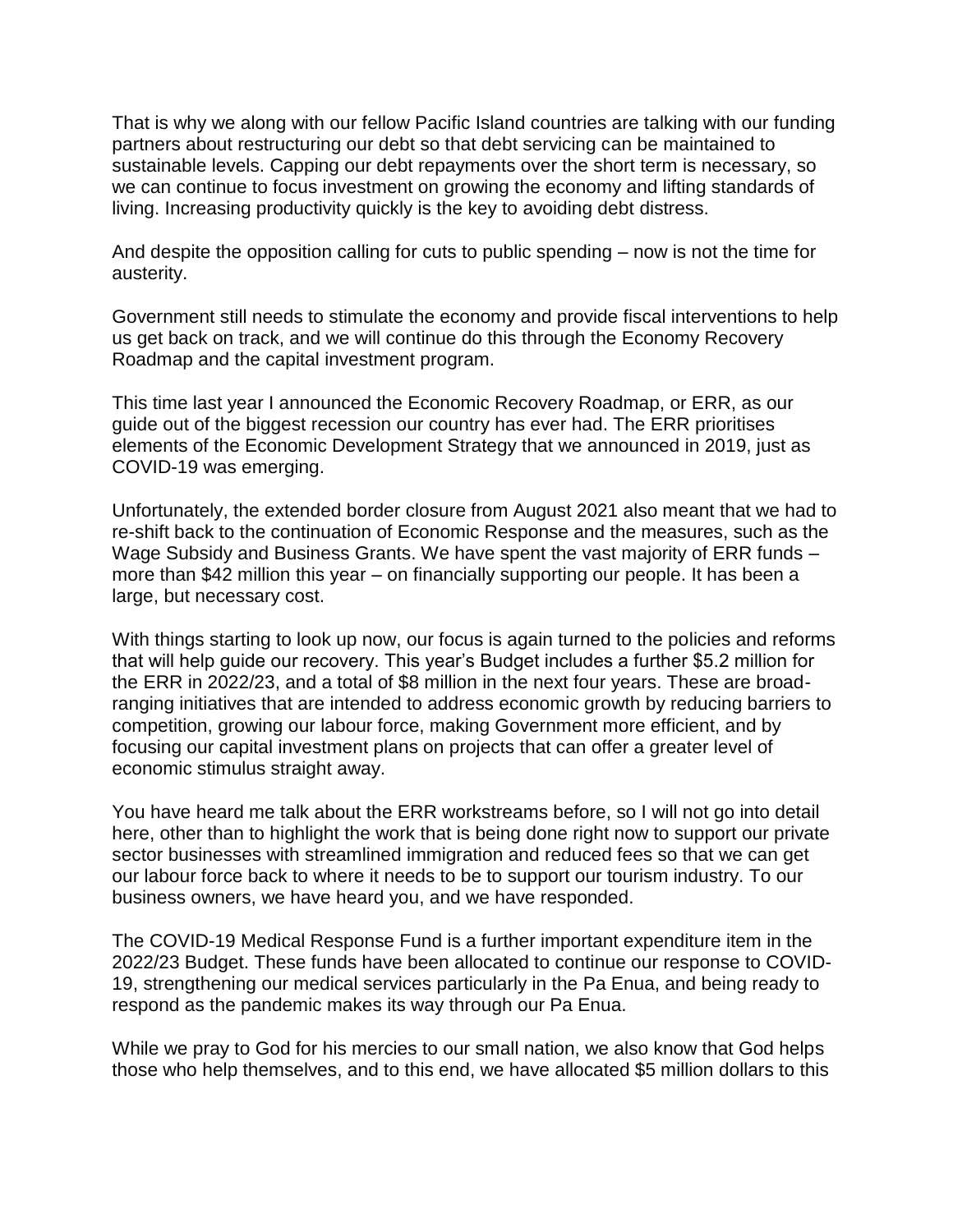That is why we along with our fellow Pacific Island countries are talking with our funding partners about restructuring our debt so that debt servicing can be maintained to sustainable levels. Capping our debt repayments over the short term is necessary, so we can continue to focus investment on growing the economy and lifting standards of living. Increasing productivity quickly is the key to avoiding debt distress.

And despite the opposition calling for cuts to public spending – now is not the time for austerity.

Government still needs to stimulate the economy and provide fiscal interventions to help us get back on track, and we will continue do this through the Economy Recovery Roadmap and the capital investment program.

This time last year I announced the Economic Recovery Roadmap, or ERR, as our guide out of the biggest recession our country has ever had. The ERR prioritises elements of the Economic Development Strategy that we announced in 2019, just as COVID-19 was emerging.

Unfortunately, the extended border closure from August 2021 also meant that we had to re-shift back to the continuation of Economic Response and the measures, such as the Wage Subsidy and Business Grants. We have spent the vast majority of ERR funds – more than $42 million this year – on financially supporting our people. It has been a large, but necessary cost.

With things starting to look up now, our focus is again turned to the policies and reforms that will help guide our recovery. This year's Budget includes a further $5.2 million for the ERR in 2022/23, and a total of $8 million in the next four years. These are broad-ranging initiatives that are intended to address economic growth by reducing barriers to competition, growing our labour force, making Government more efficient, and by focusing our capital investment plans on projects that can offer a greater level of economic stimulus straight away.

You have heard me talk about the ERR workstreams before, so I will not go into detail here, other than to highlight the work that is being done right now to support our private sector businesses with streamlined immigration and reduced fees so that we can get our labour force back to where it needs to be to support our tourism industry. To our business owners, we have heard you, and we have responded.

The COVID-19 Medical Response Fund is a further important expenditure item in the 2022/23 Budget. These funds have been allocated to continue our response to COVID-19, strengthening our medical services particularly in the Pa Enua, and being ready to respond as the pandemic makes its way through our Pa Enua.

While we pray to God for his mercies to our small nation, we also know that God helps those who help themselves, and to this end, we have allocated $5 million dollars to this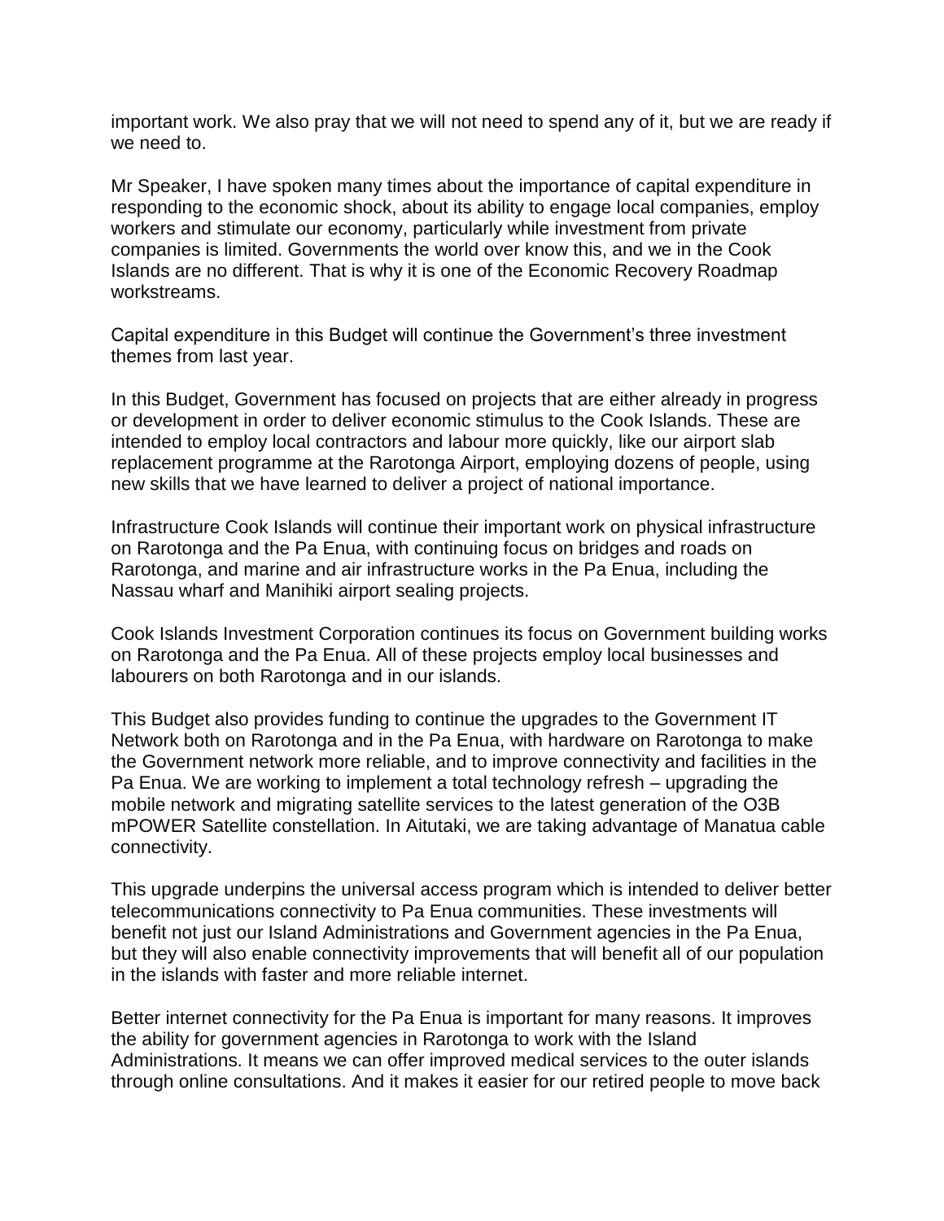important work. We also pray that we will not need to spend any of it, but we are ready if we need to.

Mr Speaker, I have spoken many times about the importance of capital expenditure in responding to the economic shock, about its ability to engage local companies, employ workers and stimulate our economy, particularly while investment from private companies is limited. Governments the world over know this, and we in the Cook Islands are no different. That is why it is one of the Economic Recovery Roadmap workstreams.

Capital expenditure in this Budget will continue the Government's three investment themes from last year.

In this Budget, Government has focused on projects that are either already in progress or development in order to deliver economic stimulus to the Cook Islands. These are intended to employ local contractors and labour more quickly, like our airport slab replacement programme at the Rarotonga Airport, employing dozens of people, using new skills that we have learned to deliver a project of national importance.

Infrastructure Cook Islands will continue their important work on physical infrastructure on Rarotonga and the Pa Enua, with continuing focus on bridges and roads on Rarotonga, and marine and air infrastructure works in the Pa Enua, including the Nassau wharf and Manihiki airport sealing projects.

Cook Islands Investment Corporation continues its focus on Government building works on Rarotonga and the Pa Enua. All of these projects employ local businesses and labourers on both Rarotonga and in our islands.

This Budget also provides funding to continue the upgrades to the Government IT Network both on Rarotonga and in the Pa Enua, with hardware on Rarotonga to make the Government network more reliable, and to improve connectivity and facilities in the Pa Enua. We are working to implement a total technology refresh – upgrading the mobile network and migrating satellite services to the latest generation of the O3B mPOWER Satellite constellation. In Aitutaki, we are taking advantage of Manatua cable connectivity.

This upgrade underpins the universal access program which is intended to deliver better telecommunications connectivity to Pa Enua communities. These investments will benefit not just our Island Administrations and Government agencies in the Pa Enua, but they will also enable connectivity improvements that will benefit all of our population in the islands with faster and more reliable internet.

Better internet connectivity for the Pa Enua is important for many reasons. It improves the ability for government agencies in Rarotonga to work with the Island Administrations. It means we can offer improved medical services to the outer islands through online consultations. And it makes it easier for our retired people to move back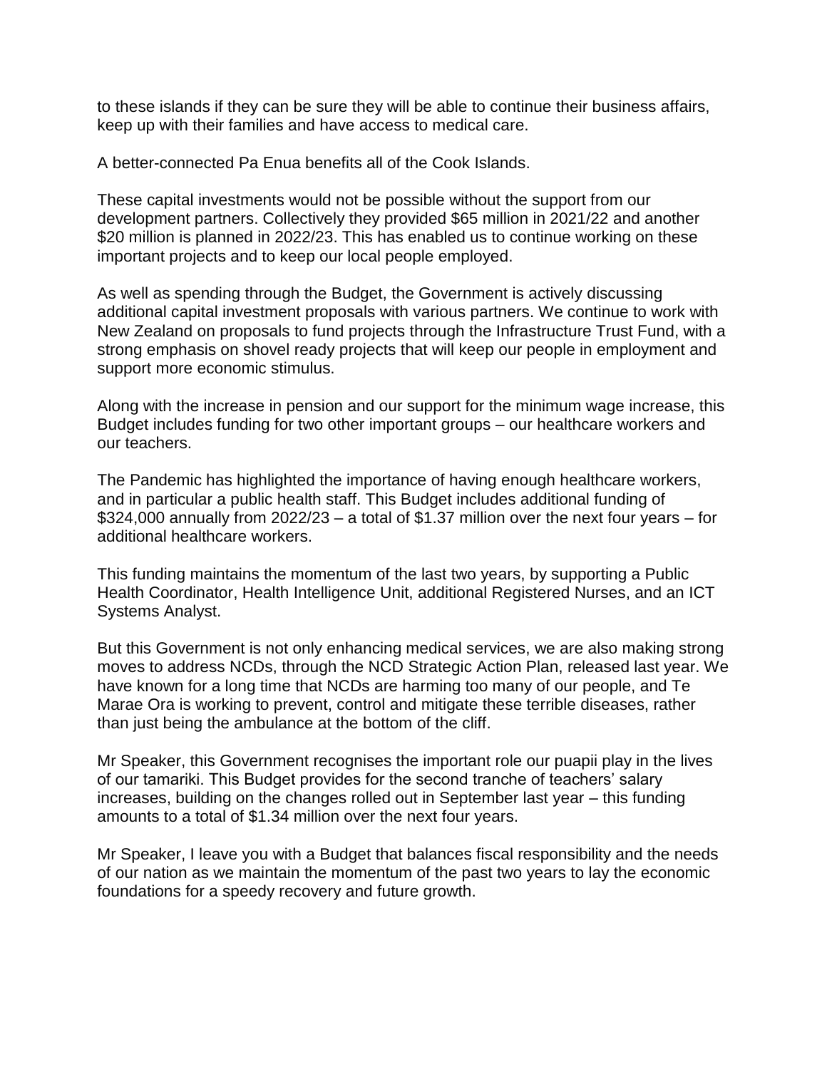to these islands if they can be sure they will be able to continue their business affairs, keep up with their families and have access to medical care.

A better-connected Pa Enua benefits all of the Cook Islands.

These capital investments would not be possible without the support from our development partners. Collectively they provided $65 million in 2021/22 and another $20 million is planned in 2022/23. This has enabled us to continue working on these important projects and to keep our local people employed.

As well as spending through the Budget, the Government is actively discussing additional capital investment proposals with various partners. We continue to work with New Zealand on proposals to fund projects through the Infrastructure Trust Fund, with a strong emphasis on shovel ready projects that will keep our people in employment and support more economic stimulus.

Along with the increase in pension and our support for the minimum wage increase, this Budget includes funding for two other important groups – our healthcare workers and our teachers.

The Pandemic has highlighted the importance of having enough healthcare workers, and in particular a public health staff. This Budget includes additional funding of $324,000 annually from 2022/23 – a total of $1.37 million over the next four years – for additional healthcare workers.

This funding maintains the momentum of the last two years, by supporting a Public Health Coordinator, Health Intelligence Unit, additional Registered Nurses, and an ICT Systems Analyst.

But this Government is not only enhancing medical services, we are also making strong moves to address NCDs, through the NCD Strategic Action Plan, released last year. We have known for a long time that NCDs are harming too many of our people, and Te Marae Ora is working to prevent, control and mitigate these terrible diseases, rather than just being the ambulance at the bottom of the cliff.

Mr Speaker, this Government recognises the important role our puapii play in the lives of our tamariki. This Budget provides for the second tranche of teachers' salary increases, building on the changes rolled out in September last year – this funding amounts to a total of $1.34 million over the next four years.

Mr Speaker, I leave you with a Budget that balances fiscal responsibility and the needs of our nation as we maintain the momentum of the past two years to lay the economic foundations for a speedy recovery and future growth.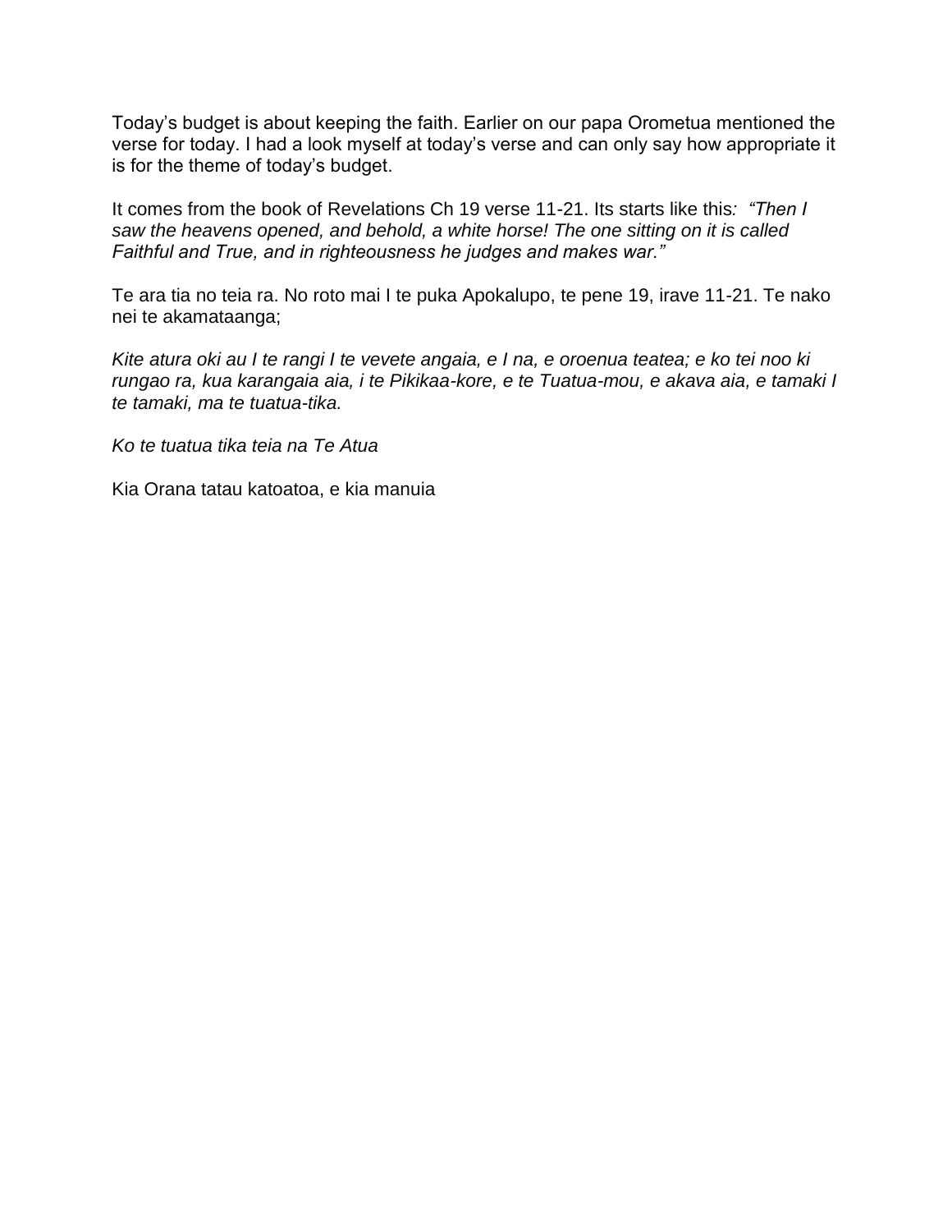Today's budget is about keeping the faith. Earlier on our papa Orometua mentioned the verse for today. I had a look myself at today's verse and can only say how appropriate it is for the theme of today's budget.

It comes from the book of Revelations Ch 19 verse 11-21. Its starts like this*: "Then I saw the heavens opened, and behold, a white horse! The one sitting on it is called Faithful and True, and in righteousness he judges and makes war."*

Te ara tia no teia ra. No roto mai I te puka Apokalupo, te pene 19, irave 11-21. Te nako nei te akamataanga;

*Kite atura oki au I te rangi I te vevete angaia, e I na, e oroenua teatea; e ko tei noo ki rungao ra, kua karangaia aia, i te Pikikaa-kore, e te Tuatua-mou, e akava aia, e tamaki I te tamaki, ma te tuatua-tika.*

*Ko te tuatua tika teia na Te Atua*

Kia Orana tatau katoatoa, e kia manuia